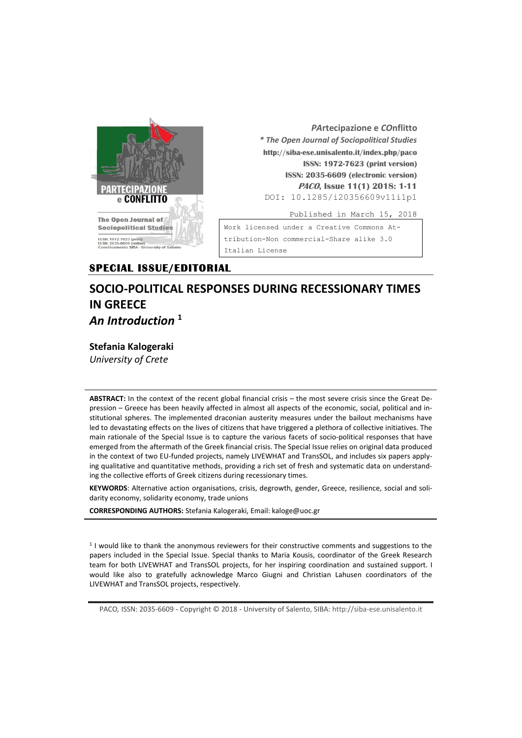*PArtecipazione e COnflitto*
***\* The Open Journal of Sociopolitical Studies***
**http://siba-ese.unisalento.it/index.php/paco**
**ISSN: 1972-7623 (print version)**
**ISSN: 2035-6609 (electronic version)**
***PACO*, Issue 11(1) 2018: 1-11**
DOI: 10.1285/i20356609v11i1p1

Published in March 15, 2018

Work licensed under a Creative Commons Attribution-Non commercial-Share alike 3.0 Italian License

**SPECIAL ISSUE/EDITORIAL**

# SOCIO-POLITICAL RESPONSES DURING RECESSIONARY TIMES IN GREECE

## *An Introduction* [1]

**Stefania Kalogeraki**
*University of Crete*

**ABSTRACT:** In the context of the recent global financial crisis – the most severe crisis since the Great Depression – Greece has been heavily affected in almost all aspects of the economic, social, political and institutional spheres. The implemented draconian austerity measures under the bailout mechanisms have led to devastating effects on the lives of citizens that have triggered a plethora of collective initiatives. The main rationale of the Special Issue is to capture the various facets of socio-political responses that have emerged from the aftermath of the Greek financial crisis. The Special Issue relies on original data produced in the context of two EU-funded projects, namely LIVEWHAT and TransSOL, and includes six papers applying qualitative and quantitative methods, providing a rich set of fresh and systematic data on understanding the collective efforts of Greek citizens during recessionary times.

**KEYWORDS**: Alternative action organisations, crisis, degrowth, gender, Greece, resilience, social and solidarity economy, solidarity economy, trade unions

**CORRESPONDING AUTHORS:** Stefania Kalogeraki, Email: kaloge@uoc.gr

[1] I would like to thank the anonymous reviewers for their constructive comments and suggestions to the papers included in the Special Issue. Special thanks to Maria Kousis, coordinator of the Greek Research team for both LIVEWHAT and TransSOL projects, for her inspiring coordination and sustained support. I would like also to gratefully acknowledge Marco Giugni and Christian Lahusen coordinators of the LIVEWHAT and TransSOL projects, respectively.

PACO, ISSN: 2035-6609 - Copyright © 2018 - University of Salento, SIBA: http://siba-ese.unisalento.it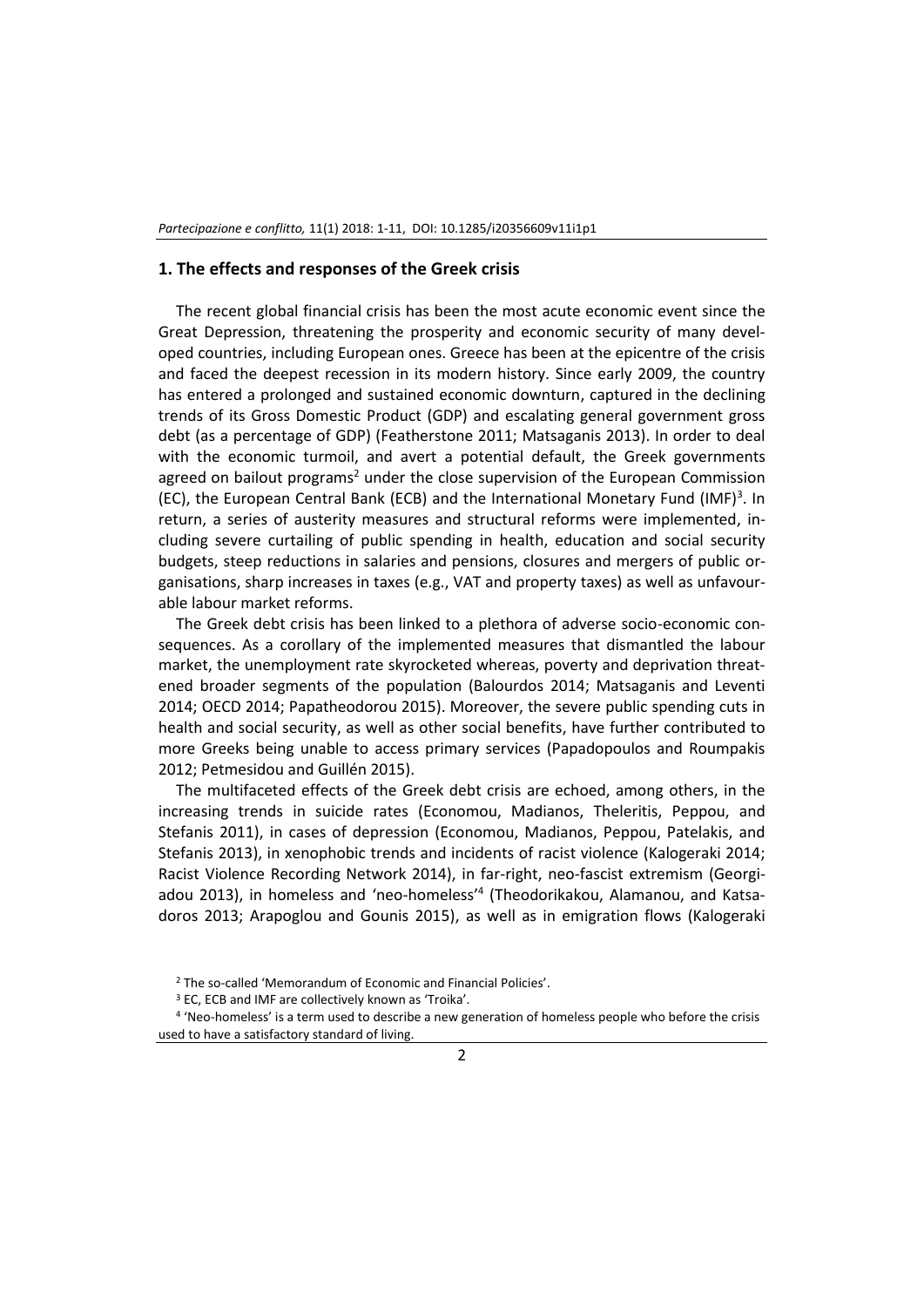## 1. The effects and responses of the Greek crisis

The recent global financial crisis has been the most acute economic event since the Great Depression, threatening the prosperity and economic security of many developed countries, including European ones. Greece has been at the epicentre of the crisis and faced the deepest recession in its modern history. Since early 2009, the country has entered a prolonged and sustained economic downturn, captured in the declining trends of its Gross Domestic Product (GDP) and escalating general government gross debt (as a percentage of GDP) (Featherstone 2011; Matsaganis 2013). In order to deal with the economic turmoil, and avert a potential default, the Greek governments agreed on bailout programs[2] under the close supervision of the European Commission (EC), the European Central Bank (ECB) and the International Monetary Fund (IMF)[3]. In return, a series of austerity measures and structural reforms were implemented, including severe curtailing of public spending in health, education and social security budgets, steep reductions in salaries and pensions, closures and mergers of public organisations, sharp increases in taxes (e.g., VAT and property taxes) as well as unfavourable labour market reforms.

The Greek debt crisis has been linked to a plethora of adverse socio-economic consequences. As a corollary of the implemented measures that dismantled the labour market, the unemployment rate skyrocketed whereas, poverty and deprivation threatened broader segments of the population (Balourdos 2014; Matsaganis and Leventi 2014; OECD 2014; Papatheodorou 2015). Moreover, the severe public spending cuts in health and social security, as well as other social benefits, have further contributed to more Greeks being unable to access primary services (Papadopoulos and Roumpakis 2012; Petmesidou and Guillén 2015).

The multifaceted effects of the Greek debt crisis are echoed, among others, in the increasing trends in suicide rates (Economou, Madianos, Theleritis, Peppou, and Stefanis 2011), in cases of depression (Economou, Madianos, Peppou, Patelakis, and Stefanis 2013), in xenophobic trends and incidents of racist violence (Kalogeraki 2014; Racist Violence Recording Network 2014), in far-right, neo-fascist extremism (Georgiadou 2013), in homeless and 'neo-homeless'[4] (Theodorikakou, Alamanou, and Katsadoros 2013; Arapoglou and Gounis 2015), as well as in emigration flows (Kalogeraki

[2] The so-called 'Memorandum of Economic and Financial Policies'.

[3] EC, ECB and IMF are collectively known as 'Troika'.

[4] 'Neo-homeless' is a term used to describe a new generation of homeless people who before the crisis used to have a satisfactory standard of living.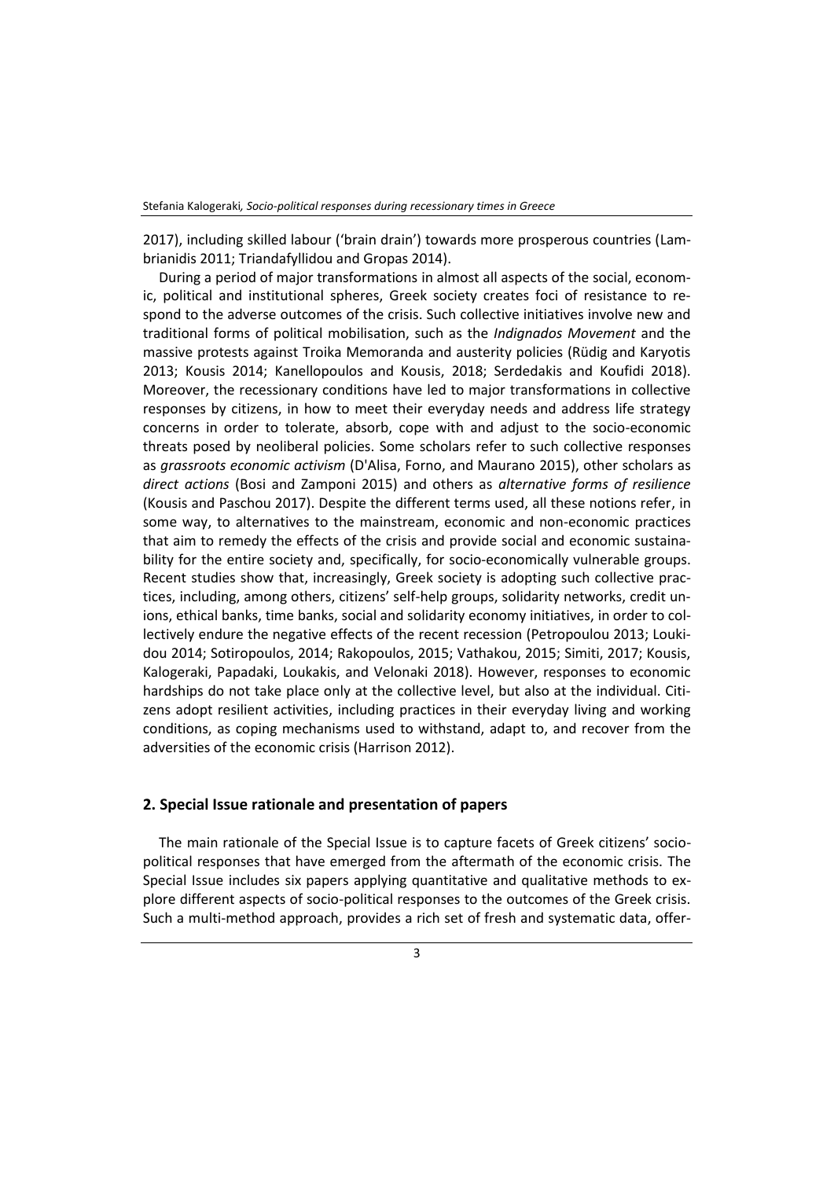2017), including skilled labour ('brain drain') towards more prosperous countries (Lambrianidis 2011; Triandafyllidou and Gropas 2014).

During a period of major transformations in almost all aspects of the social, economic, political and institutional spheres, Greek society creates foci of resistance to respond to the adverse outcomes of the crisis. Such collective initiatives involve new and traditional forms of political mobilisation, such as the *Indignados Movement* and the massive protests against Troika Memoranda and austerity policies (Rüdig and Karyotis 2013; Kousis 2014; Kanellopoulos and Kousis, 2018; Serdedakis and Koufidi 2018). Moreover, the recessionary conditions have led to major transformations in collective responses by citizens, in how to meet their everyday needs and address life strategy concerns in order to tolerate, absorb, cope with and adjust to the socio-economic threats posed by neoliberal policies. Some scholars refer to such collective responses as *grassroots economic activism* (D'Alisa, Forno, and Maurano 2015), other scholars as *direct actions* (Bosi and Zamponi 2015) and others as *alternative forms of resilience* (Kousis and Paschou 2017). Despite the different terms used, all these notions refer, in some way, to alternatives to the mainstream, economic and non-economic practices that aim to remedy the effects of the crisis and provide social and economic sustainability for the entire society and, specifically, for socio-economically vulnerable groups. Recent studies show that, increasingly, Greek society is adopting such collective practices, including, among others, citizens' self-help groups, solidarity networks, credit unions, ethical banks, time banks, social and solidarity economy initiatives, in order to collectively endure the negative effects of the recent recession (Petropoulou 2013; Loukidou 2014; Sotiropoulos, 2014; Rakopoulos, 2015; Vathakou, 2015; Simiti, 2017; Kousis, Kalogeraki, Papadaki, Loukakis, and Velonaki 2018). However, responses to economic hardships do not take place only at the collective level, but also at the individual. Citizens adopt resilient activities, including practices in their everyday living and working conditions, as coping mechanisms used to withstand, adapt to, and recover from the adversities of the economic crisis (Harrison 2012).

## 2. Special Issue rationale and presentation of papers

The main rationale of the Special Issue is to capture facets of Greek citizens' socio-political responses that have emerged from the aftermath of the economic crisis. The Special Issue includes six papers applying quantitative and qualitative methods to explore different aspects of socio-political responses to the outcomes of the Greek crisis. Such a multi-method approach, provides a rich set of fresh and systematic data, offer-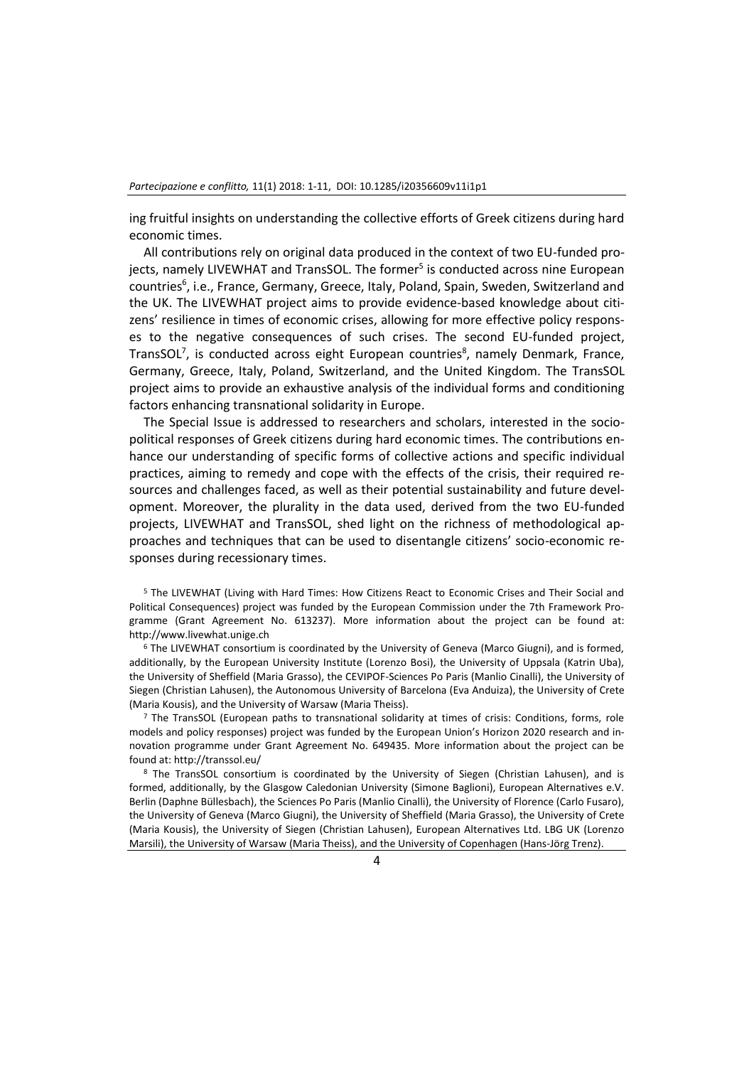ing fruitful insights on understanding the collective efforts of Greek citizens during hard economic times.

All contributions rely on original data produced in the context of two EU-funded projects, namely LIVEWHAT and TransSOL. The former[5] is conducted across nine European countries[6], i.e., France, Germany, Greece, Italy, Poland, Spain, Sweden, Switzerland and the UK. The LIVEWHAT project aims to provide evidence-based knowledge about citizens' resilience in times of economic crises, allowing for more effective policy responses to the negative consequences of such crises. The second EU-funded project, TransSOL[7], is conducted across eight European countries[8], namely Denmark, France, Germany, Greece, Italy, Poland, Switzerland, and the United Kingdom. The TransSOL project aims to provide an exhaustive analysis of the individual forms and conditioning factors enhancing transnational solidarity in Europe.

The Special Issue is addressed to researchers and scholars, interested in the socio-political responses of Greek citizens during hard economic times. The contributions enhance our understanding of specific forms of collective actions and specific individual practices, aiming to remedy and cope with the effects of the crisis, their required resources and challenges faced, as well as their potential sustainability and future development. Moreover, the plurality in the data used, derived from the two EU-funded projects, LIVEWHAT and TransSOL, shed light on the richness of methodological approaches and techniques that can be used to disentangle citizens' socio-economic responses during recessionary times.

[5] The LIVEWHAT (Living with Hard Times: How Citizens React to Economic Crises and Their Social and Political Consequences) project was funded by the European Commission under the 7th Framework Programme (Grant Agreement No. 613237). More information about the project can be found at: http://www.livewhat.unige.ch

[6] The LIVEWHAT consortium is coordinated by the University of Geneva (Marco Giugni), and is formed, additionally, by the European University Institute (Lorenzo Bosi), the University of Uppsala (Katrin Uba), the University of Sheffield (Maria Grasso), the CEVIPOF-Sciences Po Paris (Manlio Cinalli), the University of Siegen (Christian Lahusen), the Autonomous University of Barcelona (Eva Anduiza), the University of Crete (Maria Kousis), and the University of Warsaw (Maria Theiss).

[7] The TransSOL (European paths to transnational solidarity at times of crisis: Conditions, forms, role models and policy responses) project was funded by the European Union's Horizon 2020 research and innovation programme under Grant Agreement No. 649435. More information about the project can be found at: http://transsol.eu/

[8] The TransSOL consortium is coordinated by the University of Siegen (Christian Lahusen), and is formed, additionally, by the Glasgow Caledonian University (Simone Baglioni), European Alternatives e.V. Berlin (Daphne Büllesbach), the Sciences Po Paris (Manlio Cinalli), the University of Florence (Carlo Fusaro), the University of Geneva (Marco Giugni), the University of Sheffield (Maria Grasso), the University of Crete (Maria Kousis), the University of Siegen (Christian Lahusen), European Alternatives Ltd. LBG UK (Lorenzo Marsili), the University of Warsaw (Maria Theiss), and the University of Copenhagen (Hans-Jörg Trenz).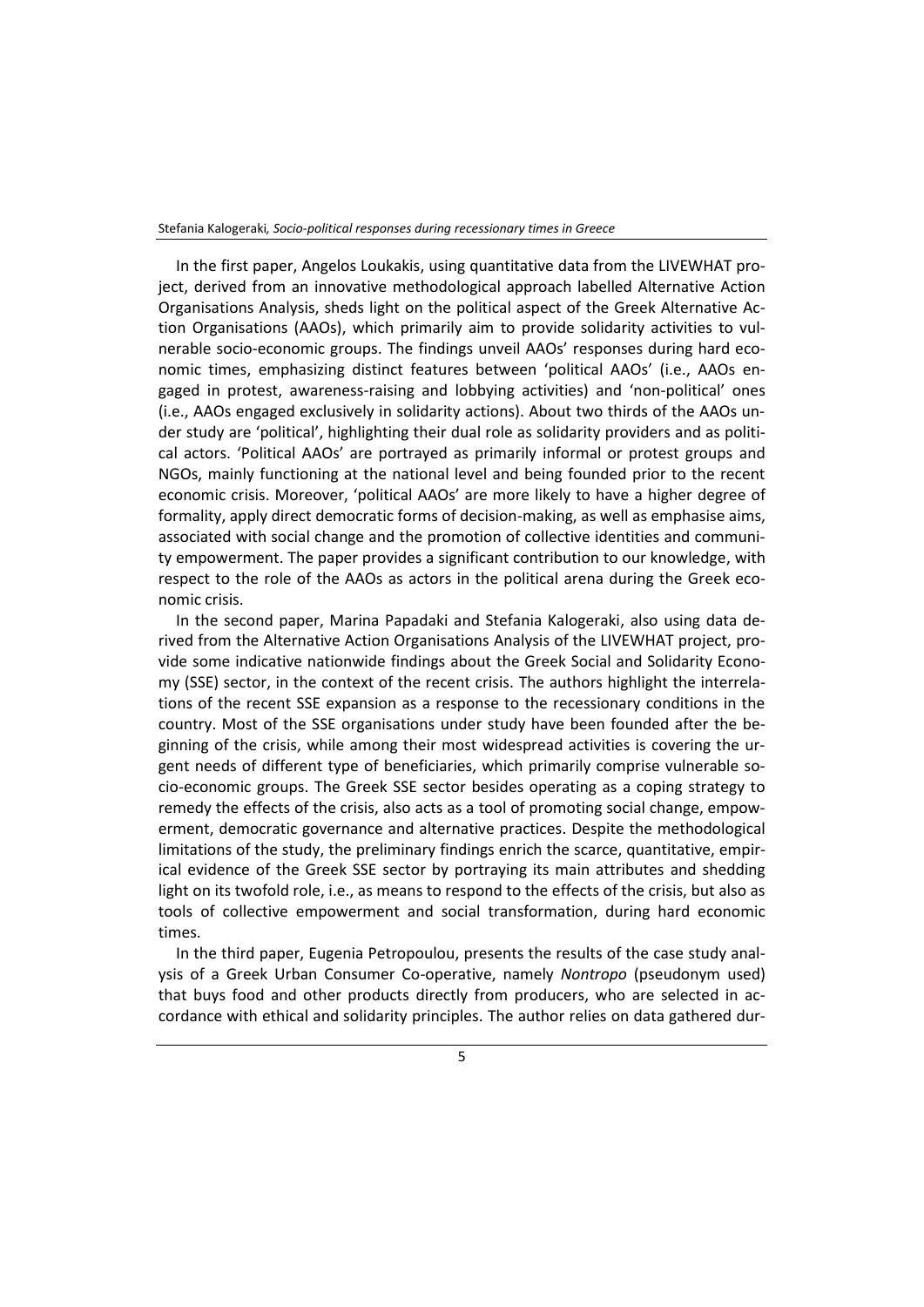In the first paper, Angelos Loukakis, using quantitative data from the LIVEWHAT project, derived from an innovative methodological approach labelled Alternative Action Organisations Analysis, sheds light on the political aspect of the Greek Alternative Action Organisations (AAOs), which primarily aim to provide solidarity activities to vulnerable socio-economic groups. The findings unveil AAOs' responses during hard economic times, emphasizing distinct features between 'political AAOs' (i.e., AAOs engaged in protest, awareness-raising and lobbying activities) and 'non-political' ones (i.e., AAOs engaged exclusively in solidarity actions). About two thirds of the AAOs under study are 'political', highlighting their dual role as solidarity providers and as political actors. 'Political AAOs' are portrayed as primarily informal or protest groups and NGOs, mainly functioning at the national level and being founded prior to the recent economic crisis. Moreover, 'political AAOs' are more likely to have a higher degree of formality, apply direct democratic forms of decision-making, as well as emphasise aims, associated with social change and the promotion of collective identities and community empowerment. The paper provides a significant contribution to our knowledge, with respect to the role of the AAOs as actors in the political arena during the Greek economic crisis.

In the second paper, Marina Papadaki and Stefania Kalogeraki, also using data derived from the Alternative Action Organisations Analysis of the LIVEWHAT project, provide some indicative nationwide findings about the Greek Social and Solidarity Economy (SSE) sector, in the context of the recent crisis. The authors highlight the interrelations of the recent SSE expansion as a response to the recessionary conditions in the country. Most of the SSE organisations under study have been founded after the beginning of the crisis, while among their most widespread activities is covering the urgent needs of different type of beneficiaries, which primarily comprise vulnerable socio-economic groups. The Greek SSE sector besides operating as a coping strategy to remedy the effects of the crisis, also acts as a tool of promoting social change, empowerment, democratic governance and alternative practices. Despite the methodological limitations of the study, the preliminary findings enrich the scarce, quantitative, empirical evidence of the Greek SSE sector by portraying its main attributes and shedding light on its twofold role, i.e., as means to respond to the effects of the crisis, but also as tools of collective empowerment and social transformation, during hard economic times.

In the third paper, Eugenia Petropoulou, presents the results of the case study analysis of a Greek Urban Consumer Co-operative, namely *Nontropo* (pseudonym used) that buys food and other products directly from producers, who are selected in accordance with ethical and solidarity principles. The author relies on data gathered dur-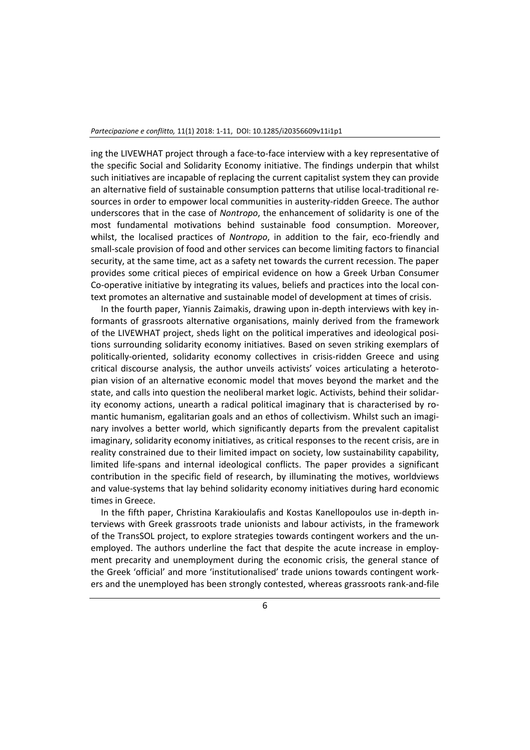ing the LIVEWHAT project through a face-to-face interview with a key representative of the specific Social and Solidarity Economy initiative. The findings underpin that whilst such initiatives are incapable of replacing the current capitalist system they can provide an alternative field of sustainable consumption patterns that utilise local-traditional resources in order to empower local communities in austerity-ridden Greece. The author underscores that in the case of *Nontropo*, the enhancement of solidarity is one of the most fundamental motivations behind sustainable food consumption. Moreover, whilst, the localised practices of *Nontropo*, in addition to the fair, eco-friendly and small-scale provision of food and other services can become limiting factors to financial security, at the same time, act as a safety net towards the current recession. The paper provides some critical pieces of empirical evidence on how a Greek Urban Consumer Co-operative initiative by integrating its values, beliefs and practices into the local context promotes an alternative and sustainable model of development at times of crisis.

In the fourth paper, Yiannis Zaimakis, drawing upon in-depth interviews with key informants of grassroots alternative organisations, mainly derived from the framework of the LIVEWHAT project, sheds light on the political imperatives and ideological positions surrounding solidarity economy initiatives. Based on seven striking exemplars of politically-oriented, solidarity economy collectives in crisis-ridden Greece and using critical discourse analysis, the author unveils activists' voices articulating a heterotopian vision of an alternative economic model that moves beyond the market and the state, and calls into question the neoliberal market logic. Activists, behind their solidarity economy actions, unearth a radical political imaginary that is characterised by romantic humanism, egalitarian goals and an ethos of collectivism. Whilst such an imaginary involves a better world, which significantly departs from the prevalent capitalist imaginary, solidarity economy initiatives, as critical responses to the recent crisis, are in reality constrained due to their limited impact on society, low sustainability capability, limited life-spans and internal ideological conflicts. The paper provides a significant contribution in the specific field of research, by illuminating the motives, worldviews and value-systems that lay behind solidarity economy initiatives during hard economic times in Greece.

In the fifth paper, Christina Karakioulafis and Kostas Kanellopoulos use in-depth interviews with Greek grassroots trade unionists and labour activists, in the framework of the TransSOL project, to explore strategies towards contingent workers and the unemployed. The authors underline the fact that despite the acute increase in employment precarity and unemployment during the economic crisis, the general stance of the Greek 'official' and more 'institutionalised' trade unions towards contingent workers and the unemployed has been strongly contested, whereas grassroots rank-and-file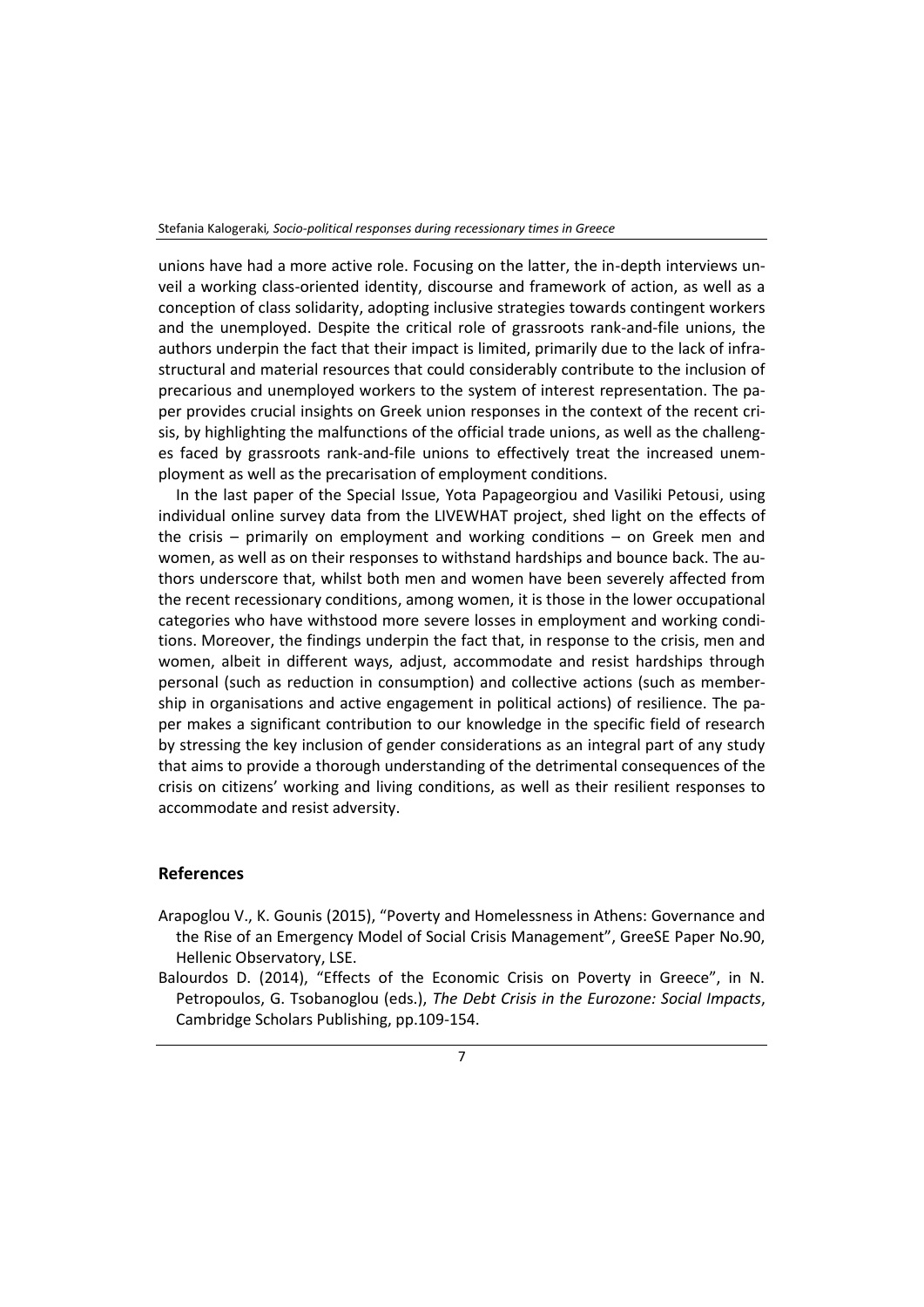unions have had a more active role. Focusing on the latter, the in-depth interviews unveil a working class-oriented identity, discourse and framework of action, as well as a conception of class solidarity, adopting inclusive strategies towards contingent workers and the unemployed. Despite the critical role of grassroots rank-and-file unions, the authors underpin the fact that their impact is limited, primarily due to the lack of infrastructural and material resources that could considerably contribute to the inclusion of precarious and unemployed workers to the system of interest representation. The paper provides crucial insights on Greek union responses in the context of the recent crisis, by highlighting the malfunctions of the official trade unions, as well as the challenges faced by grassroots rank-and-file unions to effectively treat the increased unemployment as well as the precarisation of employment conditions.

In the last paper of the Special Issue, Yota Papageorgiou and Vasiliki Petousi, using individual online survey data from the LIVEWHAT project, shed light on the effects of the crisis – primarily on employment and working conditions – on Greek men and women, as well as on their responses to withstand hardships and bounce back. The authors underscore that, whilst both men and women have been severely affected from the recent recessionary conditions, among women, it is those in the lower occupational categories who have withstood more severe losses in employment and working conditions. Moreover, the findings underpin the fact that, in response to the crisis, men and women, albeit in different ways, adjust, accommodate and resist hardships through personal (such as reduction in consumption) and collective actions (such as membership in organisations and active engagement in political actions) of resilience. The paper makes a significant contribution to our knowledge in the specific field of research by stressing the key inclusion of gender considerations as an integral part of any study that aims to provide a thorough understanding of the detrimental consequences of the crisis on citizens' working and living conditions, as well as their resilient responses to accommodate and resist adversity.

## References

Arapoglou V., K. Gounis (2015), "Poverty and Homelessness in Athens: Governance and the Rise of an Emergency Model of Social Crisis Management", GreeSE Paper No.90, Hellenic Observatory, LSE.

Balourdos D. (2014), "Effects of the Economic Crisis on Poverty in Greece", in N. Petropoulos, G. Tsobanoglou (eds.), *The Debt Crisis in the Eurozone: Social Impacts*, Cambridge Scholars Publishing, pp.109-154.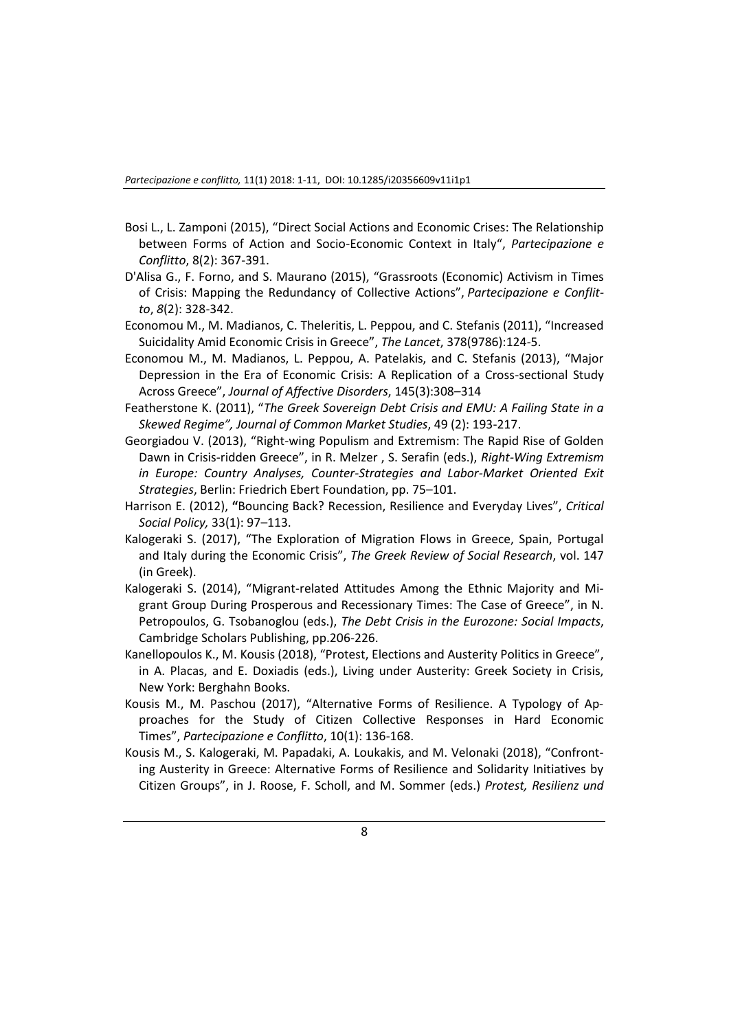Bosi L., L. Zamponi (2015), “Direct Social Actions and Economic Crises: The Relationship between Forms of Action and Socio-Economic Context in Italy“, *Partecipazione e Conflitto*, 8(2): 367-391.

D'Alisa G., F. Forno, and S. Maurano (2015), “Grassroots (Economic) Activism in Times of Crisis: Mapping the Redundancy of Collective Actions”, *Partecipazione e Conflitto*, *8*(2): 328-342.

Economou M., M. Madianos, C. Theleritis, L. Peppou, and C. Stefanis (2011), “Increased Suicidality Amid Economic Crisis in Greece”, *The Lancet*, 378(9786):124-5.

Economou M., M. Madianos, L. Peppou, A. Patelakis, and C. Stefanis (2013), “Major Depression in the Era of Economic Crisis: A Replication of a Cross-sectional Study Across Greece”, *Journal of Affective Disorders*, 145(3):308–314

Featherstone K. (2011), “*The Greek Sovereign Debt Crisis and EMU: A Failing State in a Skewed Regime”, Journal of Common Market Studies*, 49 (2): 193-217.

Georgiadou V. (2013), “Right-wing Populism and Extremism: The Rapid Rise of Golden Dawn in Crisis-ridden Greece”, in R. Melzer , S. Serafin (eds.), *Right-Wing Extremism in Europe: Country Analyses, Counter-Strategies and Labor-Market Oriented Exit Strategies*, Berlin: Friedrich Ebert Foundation, pp. 75–101.

Harrison E. (2012), **“**Bouncing Back? Recession, Resilience and Everyday Lives”, *Critical Social Policy,* 33(1): 97–113.

Kalogeraki S. (2017), “The Exploration of Migration Flows in Greece, Spain, Portugal and Italy during the Economic Crisis”, *The Greek Review of Social Research*, vol. 147 (in Greek).

Kalogeraki S. (2014), “Migrant-related Attitudes Among the Ethnic Majority and Migrant Group During Prosperous and Recessionary Times: The Case of Greece”, in N. Petropoulos, G. Tsobanoglou (eds.), *The Debt Crisis in the Eurozone: Social Impacts*, Cambridge Scholars Publishing, pp.206-226.

Kanellopoulos K., M. Kousis (2018), “Protest, Elections and Austerity Politics in Greece”, in A. Placas, and E. Doxiadis (eds.), Living under Austerity: Greek Society in Crisis, New York: Berghahn Books.

Kousis M., M. Paschou (2017), “Alternative Forms of Resilience. A Typology of Approaches for the Study of Citizen Collective Responses in Hard Economic Times”, *Partecipazione e Conflitto*, 10(1): 136-168.

Kousis M., S. Kalogeraki, M. Papadaki, A. Loukakis, and M. Velonaki (2018), “Confronting Austerity in Greece: Alternative Forms of Resilience and Solidarity Initiatives by Citizen Groups”, in J. Roose, F. Scholl, and M. Sommer (eds.) *Protest, Resilienz und*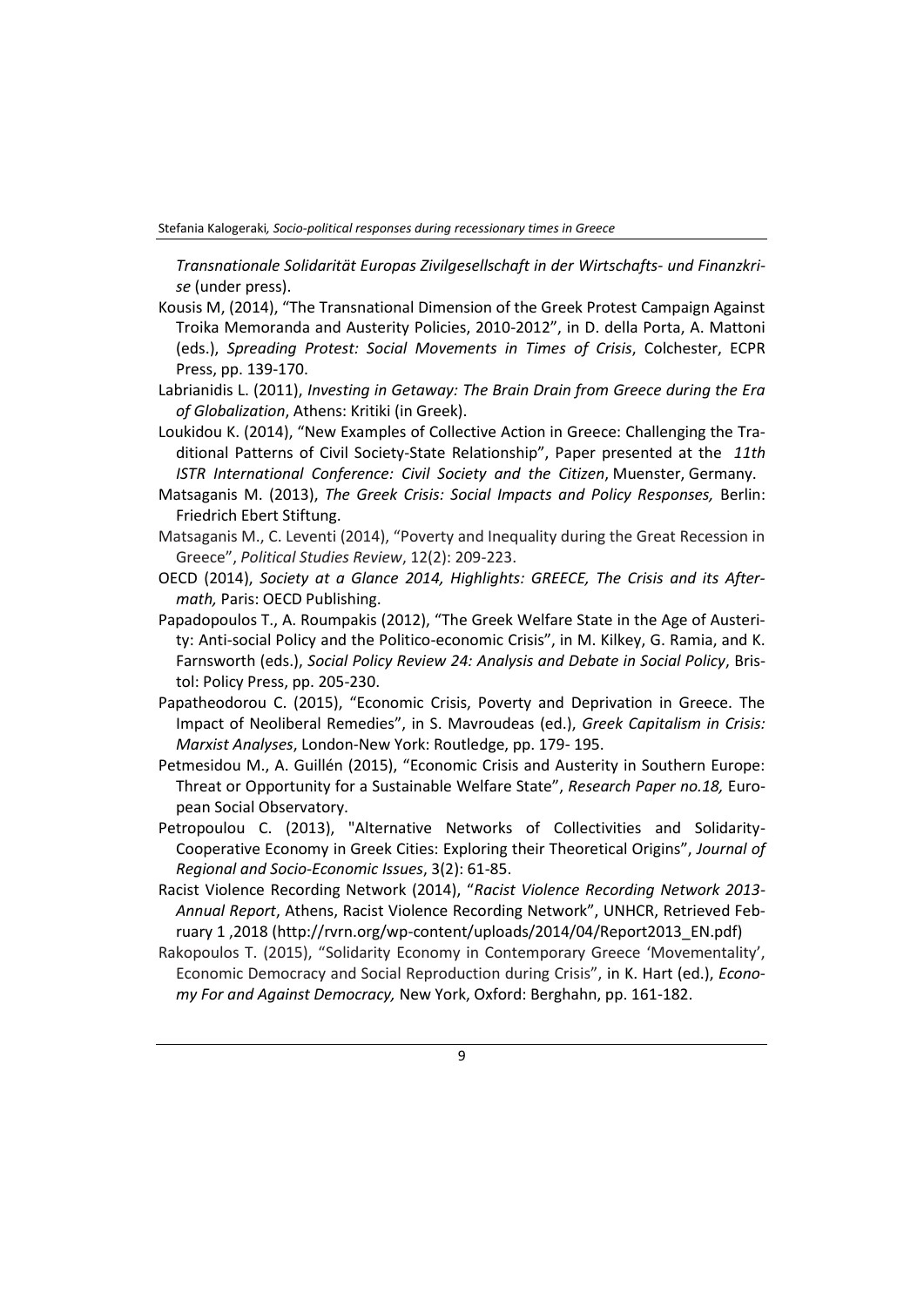*Transnationale Solidarität Europas Zivilgesellschaft in der Wirtschafts- und Finanzkrise* (under press).

Kousis M, (2014), "The Transnational Dimension of the Greek Protest Campaign Against Troika Memoranda and Austerity Policies, 2010-2012", in D. della Porta, A. Mattoni (eds.), *Spreading Protest: Social Movements in Times of Crisis*, Colchester, ECPR Press, pp. 139-170.

Labrianidis L. (2011), *Investing in Getaway: The Brain Drain from Greece during the Era of Globalization*, Athens: Kritiki (in Greek).

Loukidou K. (2014), "New Examples of Collective Action in Greece: Challenging the Traditional Patterns of Civil Society-State Relationship", Paper presented at the *11th ISTR International Conference: Civil Society and the Citizen*, Muenster, Germany.

Matsaganis M. (2013), *The Greek Crisis: Social Impacts and Policy Responses,* Berlin: Friedrich Ebert Stiftung.

Matsaganis M., C. Leventi (2014), "Poverty and Inequality during the Great Recession in Greece", *Political Studies Review*, 12(2): 209-223.

OECD (2014), *Society at a Glance 2014, Highlights: GREECE, The Crisis and its Aftermath,* Paris: OECD Publishing.

Papadopoulos T., A. Roumpakis (2012), "The Greek Welfare State in the Age of Austerity: Anti-social Policy and the Politico-economic Crisis", in M. Kilkey, G. Ramia, and K. Farnsworth (eds.), *Social Policy Review 24: Analysis and Debate in Social Policy*, Bristol: Policy Press, pp. 205-230.

Papatheodorou C. (2015), "Economic Crisis, Poverty and Deprivation in Greece. The Impact of Neoliberal Remedies", in S. Mavroudeas (ed.), *Greek Capitalism in Crisis: Marxist Analyses*, London-New York: Routledge, pp. 179- 195.

Petmesidou M., A. Guillén (2015), "Economic Crisis and Austerity in Southern Europe: Threat or Opportunity for a Sustainable Welfare State", *Research Paper no.18,* European Social Observatory.

Petropoulou C. (2013), "Alternative Networks of Collectivities and Solidarity-Cooperative Economy in Greek Cities: Exploring their Theoretical Origins", *Journal of Regional and Socio-Economic Issues*, 3(2): 61-85.

Racist Violence Recording Network (2014), "*Racist Violence Recording Network 2013-Annual Report*, Athens, Racist Violence Recording Network", UNHCR, Retrieved February 1 ,2018 (http://rvrn.org/wp-content/uploads/2014/04/Report2013_EN.pdf)

Rakopoulos T. (2015), "Solidarity Economy in Contemporary Greece 'Movementality', Economic Democracy and Social Reproduction during Crisis", in K. Hart (ed.), *Economy For and Against Democracy,* New York, Oxford: Berghahn, pp. 161-182.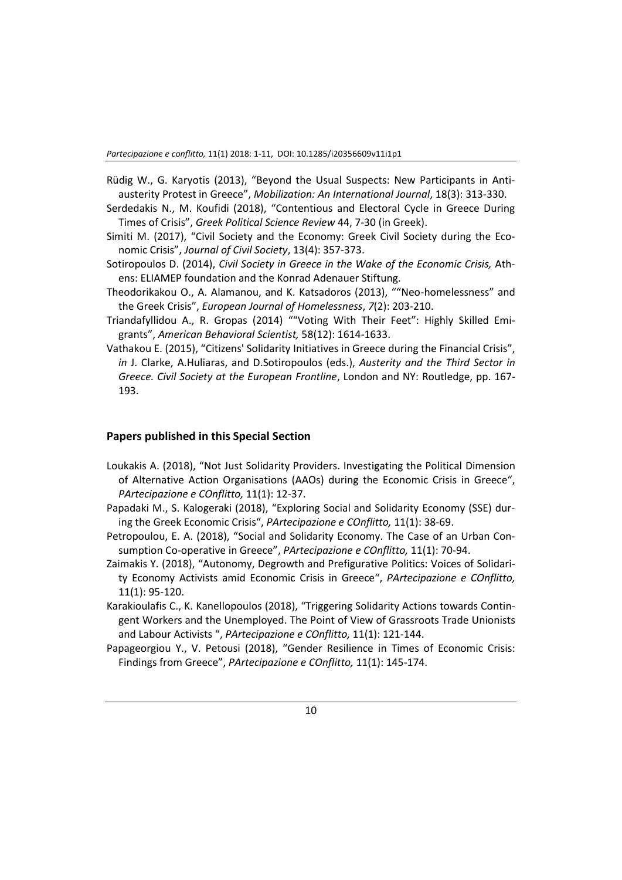Rüdig W., G. Karyotis (2013), "Beyond the Usual Suspects: New Participants in Anti-austerity Protest in Greece", *Mobilization: An International Journal*, 18(3): 313-330.

Serdedakis N., M. Koufidi (2018), "Contentious and Electoral Cycle in Greece During Times of Crisis", *Greek Political Science Review* 44, 7-30 (in Greek).

Simiti M. (2017), "Civil Society and the Economy: Greek Civil Society during the Economic Crisis", *Journal of Civil Society*, 13(4): 357-373.

Sotiropoulos D. (2014), *Civil Society in Greece in the Wake of the Economic Crisis,* Athens: ELIAMEP foundation and the Konrad Adenauer Stiftung.

Theodorikakou O., A. Alamanou, and K. Katsadoros (2013), ""Neo-homelessness" and the Greek Crisis", *European Journal of Homelessness*, *7*(2): 203-210.

Triandafyllidou A., R. Gropas (2014) ""Voting With Their Feet": Highly Skilled Emigrants", *American Behavioral Scientist,* 58(12): 1614-1633.

Vathakou E. (2015), "Citizens' Solidarity Initiatives in Greece during the Financial Crisis", *in* J. Clarke, A.Huliaras, and D.Sotiropoulos (eds.), *Austerity and the Third Sector in Greece. Civil Society at the European Frontline*, London and NY: Routledge, pp. 167-193.

## Papers published in this Special Section

Loukakis A. (2018), "Not Just Solidarity Providers. Investigating the Political Dimension of Alternative Action Organisations (AAOs) during the Economic Crisis in Greece", *PArtecipazione e COnflitto,* 11(1): 12-37.

Papadaki M., S. Kalogeraki (2018), "Exploring Social and Solidarity Economy (SSE) during the Greek Economic Crisis", *PArtecipazione e COnflitto,* 11(1): 38-69.

Petropoulou, E. A. (2018), "Social and Solidarity Economy. The Case of an Urban Consumption Co-operative in Greece", *PArtecipazione e COnflitto,* 11(1): 70-94.

Zaimakis Y. (2018), "Autonomy, Degrowth and Prefigurative Politics: Voices of Solidarity Economy Activists amid Economic Crisis in Greece", *PArtecipazione e COnflitto,* 11(1): 95-120.

Karakioulafis C., K. Kanellopoulos (2018), "Triggering Solidarity Actions towards Contingent Workers and the Unemployed. The Point of View of Grassroots Trade Unionists and Labour Activists ", *PArtecipazione e COnflitto,* 11(1): 121-144.

Papageorgiou Y., V. Petousi (2018), "Gender Resilience in Times of Economic Crisis: Findings from Greece", *PArtecipazione e COnflitto,* 11(1): 145-174.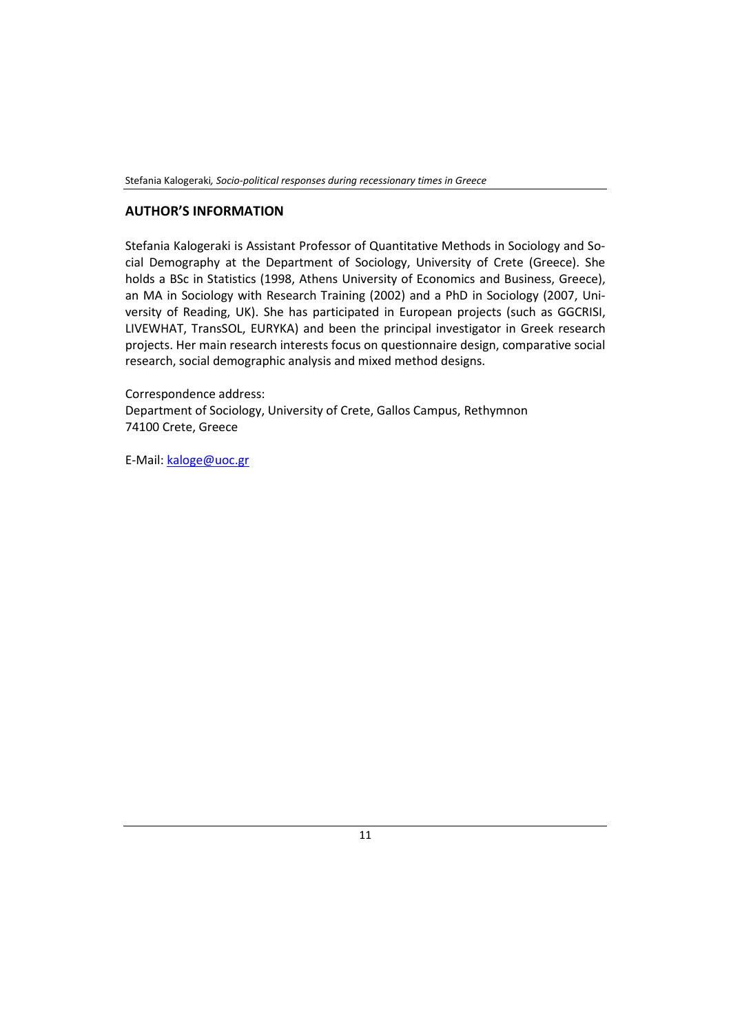## AUTHOR'S INFORMATION

Stefania Kalogeraki is Assistant Professor of Quantitative Methods in Sociology and Social Demography at the Department of Sociology, University of Crete (Greece). She holds a BSc in Statistics (1998, Athens University of Economics and Business, Greece), an MA in Sociology with Research Training (2002) and a PhD in Sociology (2007, University of Reading, UK). She has participated in European projects (such as GGCRISI, LIVEWHAT, TransSOL, EURYKA) and been the principal investigator in Greek research projects. Her main research interests focus on questionnaire design, comparative social research, social demographic analysis and mixed method designs.

Correspondence address:
Department of Sociology, University of Crete, Gallos Campus, Rethymnon
74100 Crete, Greece

E-Mail: kaloge@uoc.gr